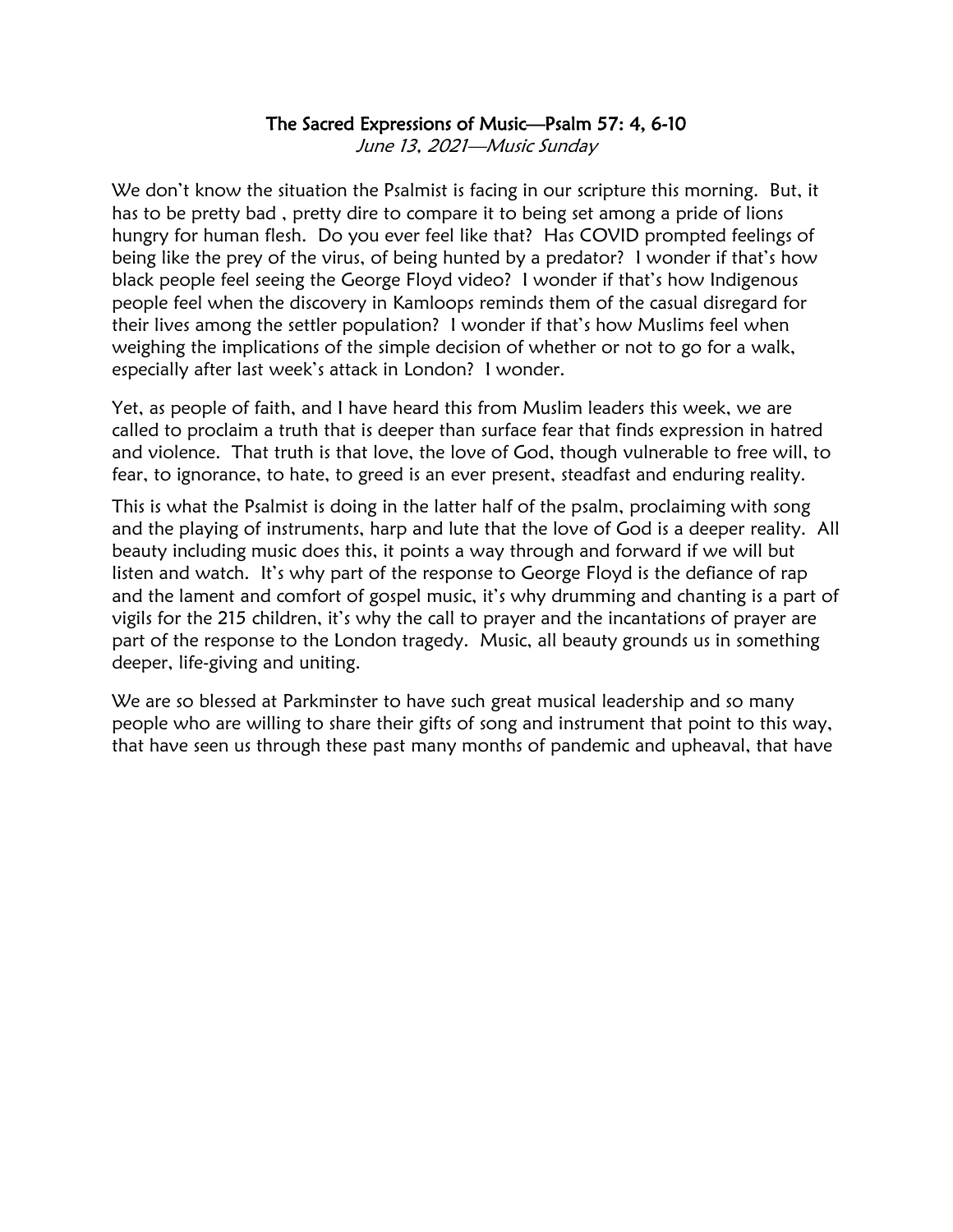# The Sacred Expressions of Music—Psalm 57: 4, 6-10

*June 13, 2021—Music Sunday*

We don't know the situation the Psalmist is facing in our scripture this morning. But, it has to be pretty bad , pretty dire to compare it to being set among a pride of lions hungry for human flesh. Do you ever feel like that? Has COVID prompted feelings of being like the prey of the virus, of being hunted by a predator? I wonder if that's how black people feel seeing the George Floyd video? I wonder if that's how Indigenous people feel when the discovery in Kamloops reminds them of the casual disregard for their lives among the settler population? I wonder if that's how Muslims feel when weighing the implications of the simple decision of whether or not to go for a walk, especially after last week's attack in London? I wonder.

Yet, as people of faith, and I have heard this from Muslim leaders this week, we are called to proclaim a truth that is deeper than surface fear that finds expression in hatred and violence. That truth is that love, the love of God, though vulnerable to free will, to fear, to ignorance, to hate, to greed is an ever present, steadfast and enduring reality.

This is what the Psalmist is doing in the latter half of the psalm, proclaiming with song and the playing of instruments, harp and lute that the love of God is a deeper reality. All beauty including music does this, it points a way through and forward if we will but listen and watch. It's why part of the response to George Floyd is the defiance of rap and the lament and comfort of gospel music, it's why drumming and chanting is a part of vigils for the 215 children, it's why the call to prayer and the incantations of prayer are part of the response to the London tragedy. Music, all beauty grounds us in something deeper, life-giving and uniting.

We are so blessed at Parkminster to have such great musical leadership and so many people who are willing to share their gifts of song and instrument that point to this way, that have seen us through these past many months of pandemic and upheaval, that have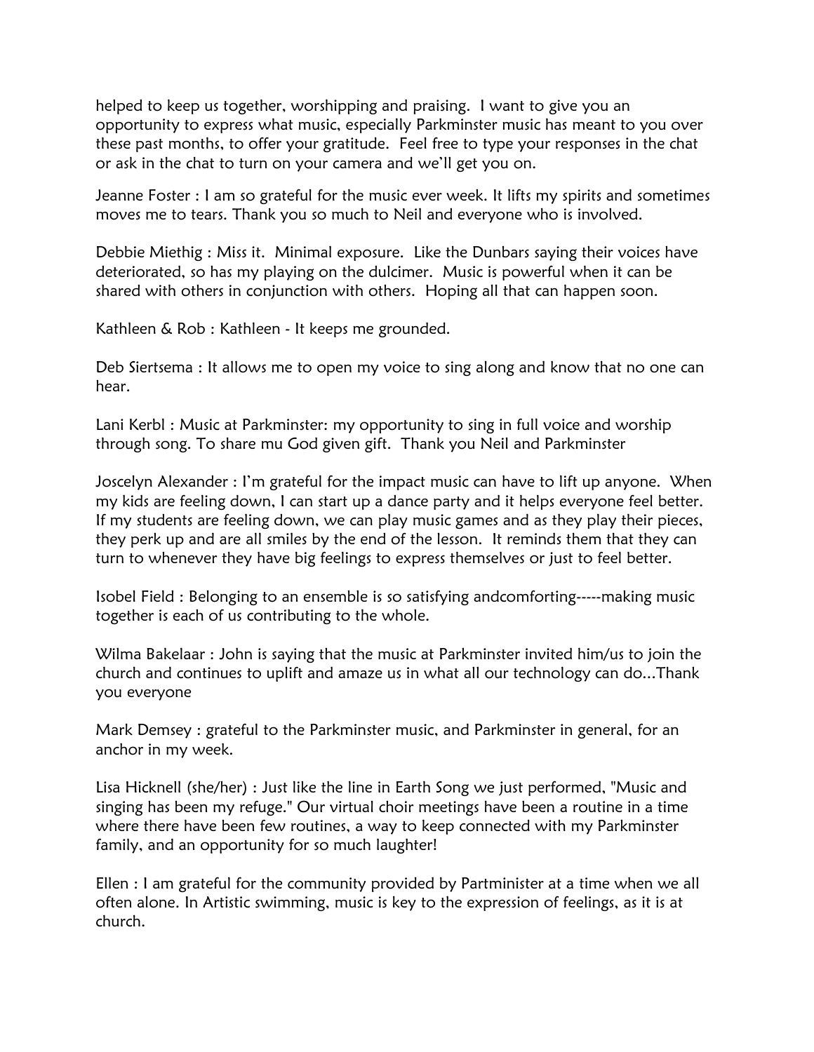helped to keep us together, worshipping and praising. I want to give you an opportunity to express what music, especially Parkminster music has meant to you over these past months, to offer your gratitude. Feel free to type your responses in the chat or ask in the chat to turn on your camera and we'll get you on.

Jeanne Foster : I am so grateful for the music ever week. It lifts my spirits and sometimes moves me to tears. Thank you so much to Neil and everyone who is involved.

Debbie Miethig : Miss it. Minimal exposure. Like the Dunbars saying their voices have deteriorated, so has my playing on the dulcimer. Music is powerful when it can be shared with others in conjunction with others. Hoping all that can happen soon.

Kathleen & Rob : Kathleen - It keeps me grounded.

Deb Siertsema : It allows me to open my voice to sing along and know that no one can hear.

Lani Kerbl : Music at Parkminster: my opportunity to sing in full voice and worship through song. To share mu God given gift. Thank you Neil and Parkminster

Joscelyn Alexander : I'm grateful for the impact music can have to lift up anyone. When my kids are feeling down, I can start up a dance party and it helps everyone feel better. If my students are feeling down, we can play music games and as they play their pieces, they perk up and are all smiles by the end of the lesson. It reminds them that they can turn to whenever they have big feelings to express themselves or just to feel better.

Isobel Field : Belonging to an ensemble is so satisfying andcomforting-----making music together is each of us contributing to the whole.

Wilma Bakelaar : John is saying that the music at Parkminster invited him/us to join the church and continues to uplift and amaze us in what all our technology can do...Thank you everyone

Mark Demsey : grateful to the Parkminster music, and Parkminster in general, for an anchor in my week.

Lisa Hicknell (she/her) : Just like the line in Earth Song we just performed, "Music and singing has been my refuge." Our virtual choir meetings have been a routine in a time where there have been few routines, a way to keep connected with my Parkminster family, and an opportunity for so much laughter!

Ellen : I am grateful for the community provided by Partminister at a time when we all often alone. In Artistic swimming, music is key to the expression of feelings, as it is at church.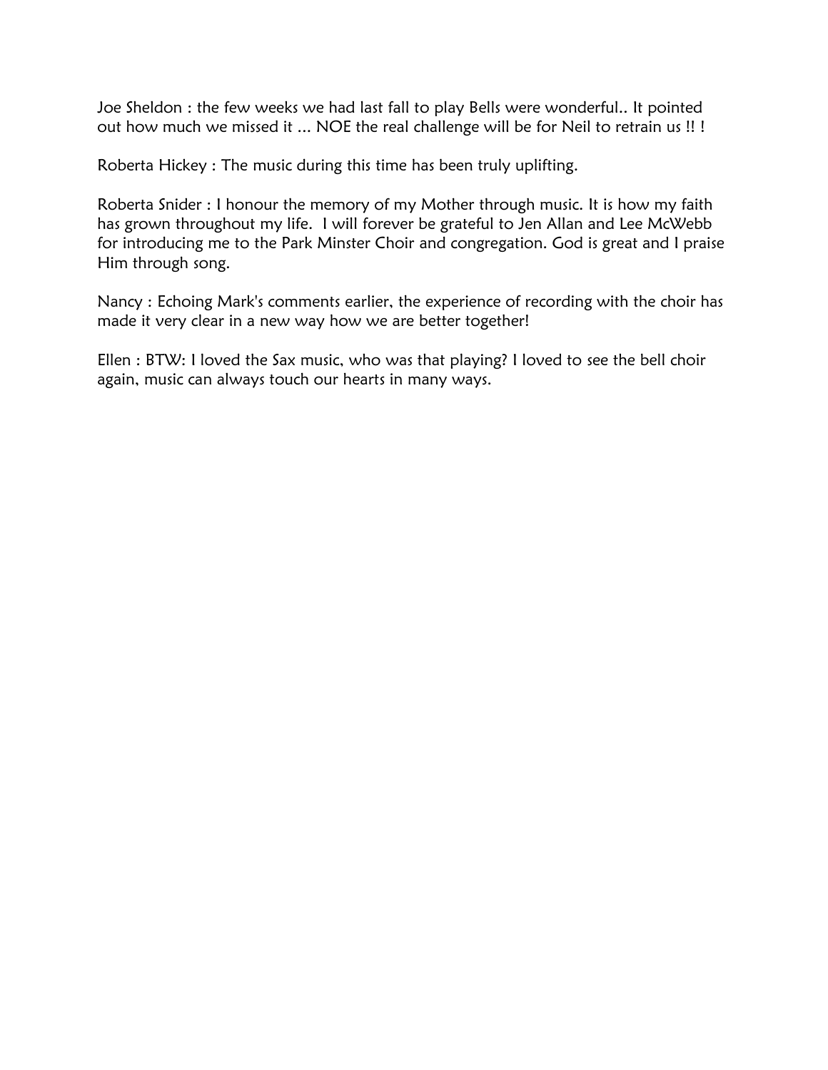Joe Sheldon : the few weeks we had last fall to play Bells were wonderful.. It pointed out how much we missed it ... NOE the real challenge will be for Neil to retrain us !! !

Roberta Hickey : The music during this time has been truly uplifting.

Roberta Snider : I honour the memory of my Mother through music. It is how my faith has grown throughout my life. I will forever be grateful to Jen Allan and Lee McWebb for introducing me to the Park Minster Choir and congregation. God is great and I praise Him through song.

Nancy : Echoing Mark's comments earlier, the experience of recording with the choir has made it very clear in a new way how we are better together!

Ellen : BTW: I loved the Sax music, who was that playing? I loved to see the bell choir again, music can always touch our hearts in many ways.